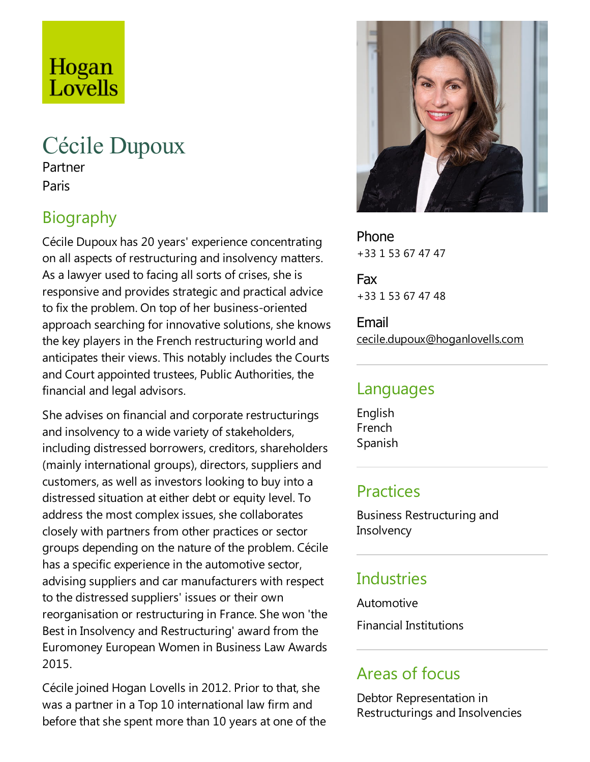Hogan Lovells

# Cécile Dupoux

Partner

Paris

## Biography

Cécile Dupoux has 20 years' experience concentrating on all aspects of restructuring and insolvency matters. As a lawyer used to facing all sorts of crises, she is responsive and provides strategic and practical advice to fix the problem. On top of her business-oriented approach searching for innovative solutions, she knows the key players in the French restructuring world and anticipates their views. This notably includes the Courts and Court appointed trustees, Public Authorities, the financial and legal advisors.

She advises on financial and corporate restructurings and insolvency to a wide variety of stakeholders, including distressed borrowers, creditors, shareholders (mainly international groups), directors, suppliers and customers, as well as investors looking to buy into a distressed situation at either debt or equity level. To address the most complex issues, she collaborates closely with partners from other practices or sector groups depending on the nature of the problem. Cécile has a specific experience in the automotive sector, advising suppliers and car manufacturers with respect to the distressed suppliers' issues or their own reorganisation or restructuring in France. She won 'the Best in Insolvency and Restructuring' award from the Euromoney European Women in Business Law Awards 2015.

Cécile joined Hogan Lovells in 2012. Prior to that, she was a partner in a Top 10 international law firm and before that she spent more than 10 years at one of the

**Phone**
+33 1 53 67 47 47

**Fax**
+33 1 53 67 47 48

**Email**
cecile.dupoux@hoganlovells.com

## Languages

English
French
Spanish

## Practices

Business Restructuring and Insolvency

## Industries

Automotive

Financial Institutions

## Areas of focus

Debtor Representation in Restructurings and Insolvencies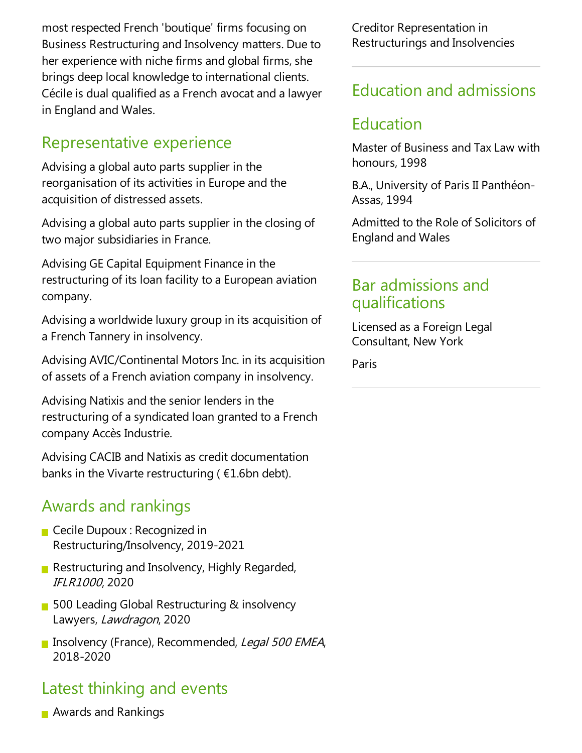most respected French 'boutique' firms focusing on Business Restructuring and Insolvency matters. Due to her experience with niche firms and global firms, she brings deep local knowledge to international clients. Cécile is dual qualified as a French avocat and a lawyer in England and Wales.

## Representative experience

Advising a global auto parts supplier in the reorganisation of its activities in Europe and the acquisition of distressed assets.

Advising a global auto parts supplier in the closing of two major subsidiaries in France.

Advising GE Capital Equipment Finance in the restructuring of its loan facility to a European aviation company.

Advising a worldwide luxury group in its acquisition of a French Tannery in insolvency.

Advising AVIC/Continental Motors Inc. in its acquisition of assets of a French aviation company in insolvency.

Advising Natixis and the senior lenders in the restructuring of a syndicated loan granted to a French company Accès Industrie.

Advising CACIB and Natixis as credit documentation banks in the Vivarte restructuring ( €1.6bn debt).

## Awards and rankings

- Cecile Dupoux : Recognized in Restructuring/Insolvency, 2019-2021
- Restructuring and Insolvency, Highly Regarded, *IFLR1000*, 2020
- 500 Leading Global Restructuring & insolvency Lawyers, *Lawdragon*, 2020
- Insolvency (France), Recommended, *Legal 500 EMEA*, 2018-2020

## Latest thinking and events

- Awards and Rankings

Creditor Representation in Restructurings and Insolvencies

## Education and admissions

## Education

Master of Business and Tax Law with honours, 1998

B.A., University of Paris II Panthéon-Assas, 1994

Admitted to the Role of Solicitors of England and Wales

## Bar admissions and qualifications

Licensed as a Foreign Legal Consultant, New York

Paris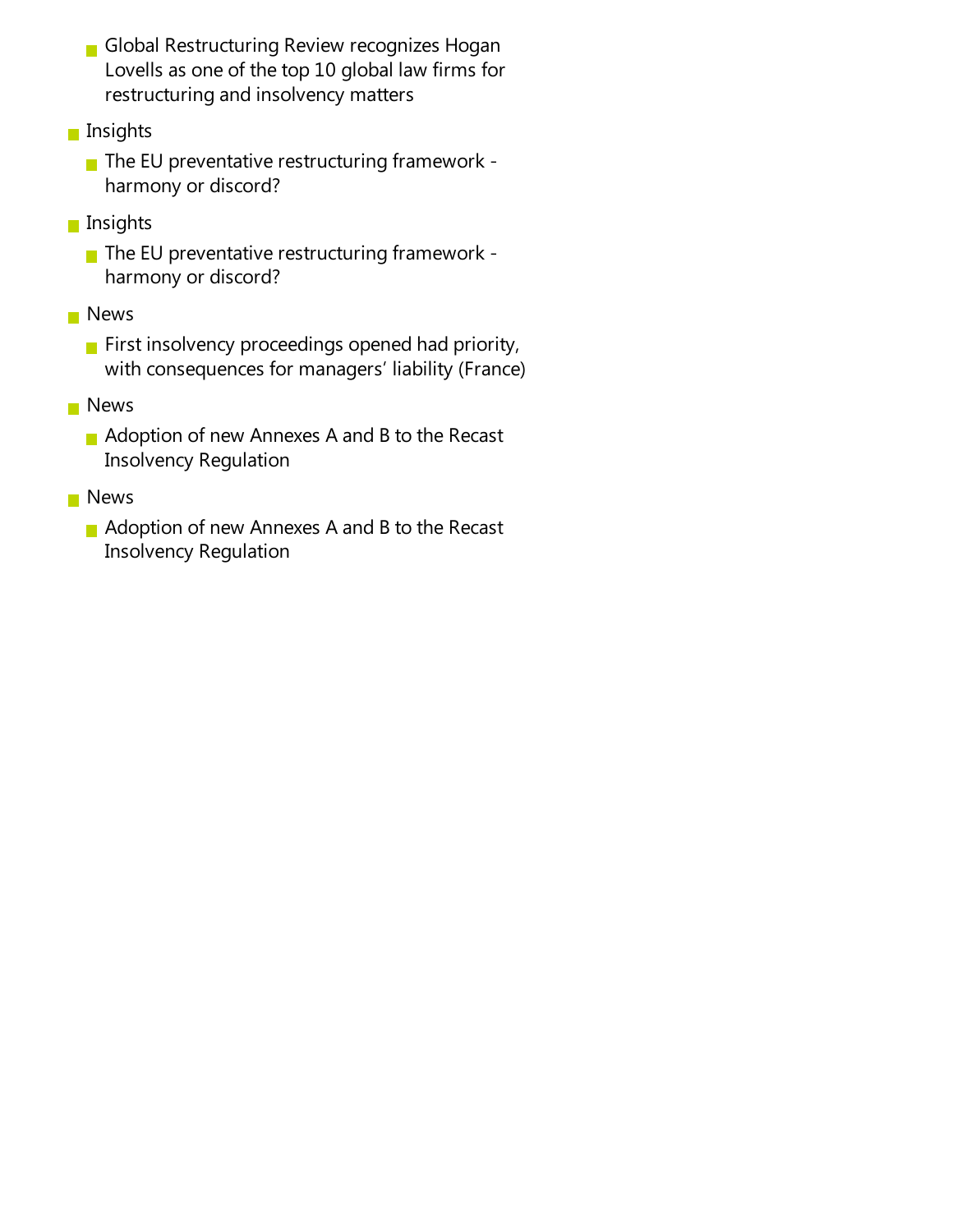- Global Restructuring Review recognizes Hogan Lovells as one of the top 10 global law firms for restructuring and insolvency matters
- Insights
  - The EU preventative restructuring framework - harmony or discord?
- Insights
  - The EU preventative restructuring framework - harmony or discord?
- News
  - First insolvency proceedings opened had priority, with consequences for managers' liability (France)
- News
  - Adoption of new Annexes A and B to the Recast Insolvency Regulation
- News
  - Adoption of new Annexes A and B to the Recast Insolvency Regulation